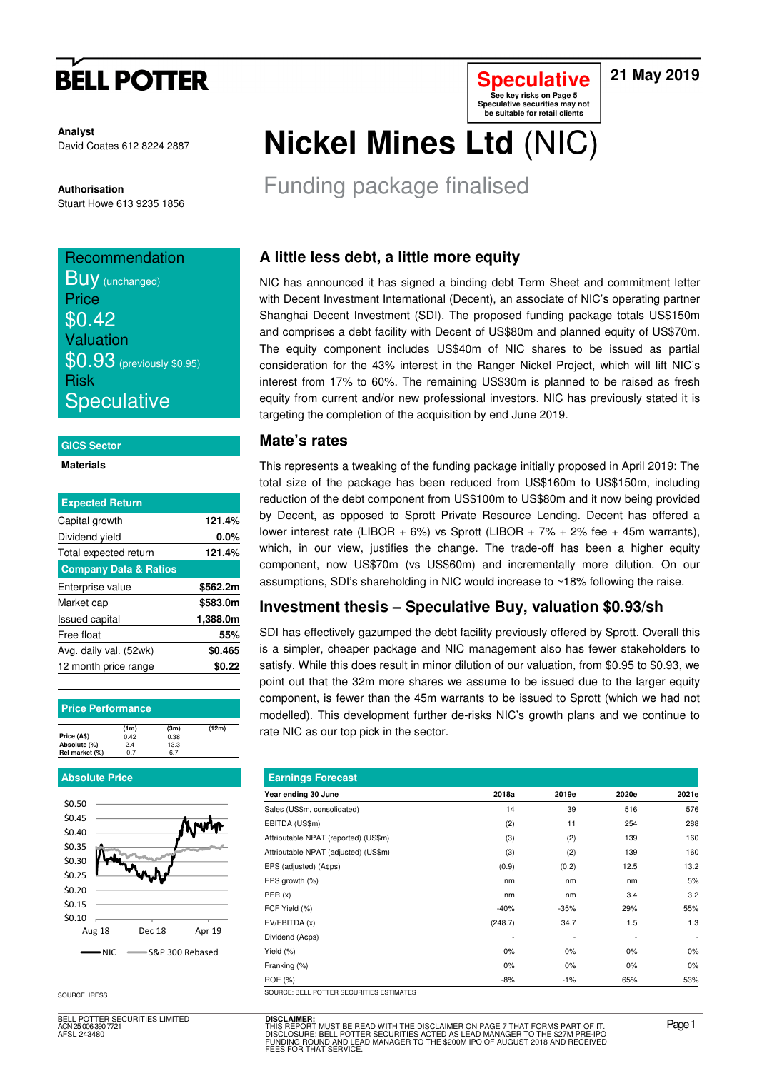# BELL POTTER

**Speculative**
See key risks on Page 5
Speculative securities may not be suitable for retail clients

21 May 2019

**Analyst**
David Coates 612 8224 2887

**Authorisation**
Stuart Howe 613 9235 1856

# Nickel Mines Ltd (NIC)

## Funding package finalised

Recommendation
Buy (unchanged)
Price
$0.42
Valuation
$0.93 (previously $0.95)
Risk
Speculative

**GICS Sector**

**Materials**

| Expected Return | |
|---|---|
| Capital growth | 121.4% |
| Dividend yield | 0.0% |
| Total expected return | 121.4% |
| **Company Data & Ratios** | |
| Enterprise value | $562.2m |
| Market cap | $583.0m |
| Issued capital | 1,388.0m |
| Free float | 55% |
| Avg. daily val. (52wk) | $0.465 |
| 12 month price range | $0.22 |

**Price Performance**

| | (1m) | (3m) | (12m) |
|---|---|---|---|
| Price (A$) | 0.42 | 0.38 | |
| Absolute (%) | 2.4 | 13.3 | |
| Rel market (%) | -0.7 | 6.7 | |

**Absolute Price**

NIC — S&P 300 Rebased

SOURCE: IRESS

### A little less debt, a little more equity

NIC has announced it has signed a binding debt Term Sheet and commitment letter with Decent Investment International (Decent), an associate of NIC's operating partner Shanghai Decent Investment (SDI). The proposed funding package totals US$150m and comprises a debt facility with Decent of US$80m and planned equity of US$70m. The equity component includes US$40m of NIC shares to be issued as partial consideration for the 43% interest in the Ranger Nickel Project, which will lift NIC's interest from 17% to 60%. The remaining US$30m is planned to be raised as fresh equity from current and/or new professional investors. NIC has previously stated it is targeting the completion of the acquisition by end June 2019.

### Mate's rates

This represents a tweaking of the funding package initially proposed in April 2019: The total size of the package has been reduced from US$160m to US$150m, including reduction of the debt component from US$100m to US$80m and it now being provided by Decent, as opposed to Sprott Private Resource Lending. Decent has offered a lower interest rate (LIBOR + 6%) vs Sprott (LIBOR + 7% + 2% fee + 45m warrants), which, in our view, justifies the change. The trade-off has been a higher equity component, now US$70m (vs US$60m) and incrementally more dilution. On our assumptions, SDI's shareholding in NIC would increase to ~18% following the raise.

### Investment thesis – Speculative Buy, valuation $0.93/sh

SDI has effectively gazumped the debt facility previously offered by Sprott. Overall this is a simpler, cheaper package and NIC management also has fewer stakeholders to satisfy. While this does result in minor dilution of our valuation, from $0.95 to $0.93, we point out that the 32m more shares we assume to be issued due to the larger equity component, is fewer than the 45m warrants to be issued to Sprott (which we had not modelled). This development further de-risks NIC's growth plans and we continue to rate NIC as our top pick in the sector.

**Earnings Forecast**

| Year ending 30 June | 2018a | 2019e | 2020e | 2021e |
|---|---|---|---|---|
| Sales (US$m, consolidated) | 14 | 39 | 516 | 576 |
| EBITDA (US$m) | (2) | 11 | 254 | 288 |
| Attributable NPAT (reported) (US$m) | (3) | (2) | 139 | 160 |
| Attributable NPAT (adjusted) (US$m) | (3) | (2) | 139 | 160 |
| EPS (adjusted) (A¢ps) | (0.9) | (0.2) | 12.5 | 13.2 |
| EPS growth (%) | nm | nm | nm | 5% |
| PER (x) | nm | nm | 3.4 | 3.2 |
| FCF Yield (%) | -40% | -35% | 29% | 55% |
| EV/EBITDA (x) | (248.7) | 34.7 | 1.5 | 1.3 |
| Dividend (A¢ps) | - | - | - | - |
| Yield (%) | 0% | 0% | 0% | 0% |
| Franking (%) | 0% | 0% | 0% | 0% |
| ROE (%) | -8% | -1% | 65% | 53% |

SOURCE: BELL POTTER SECURITIES ESTIMATES

BELL POTTER SECURITIES LIMITED
ACN 25 006 390 7721
AFSL 243480

**DISCLAIMER:**
THIS REPORT MUST BE READ WITH THE DISCLAIMER ON PAGE 7 THAT FORMS PART OF IT.
DISCLOSURE: BELL POTTER SECURITIES ACTED AS LEAD MANAGER TO THE $27M PRE-IPO FUNDING ROUND AND LEAD MANAGER TO THE $200M IPO OF AUGUST 2018 AND RECEIVED FEES FOR THAT SERVICE.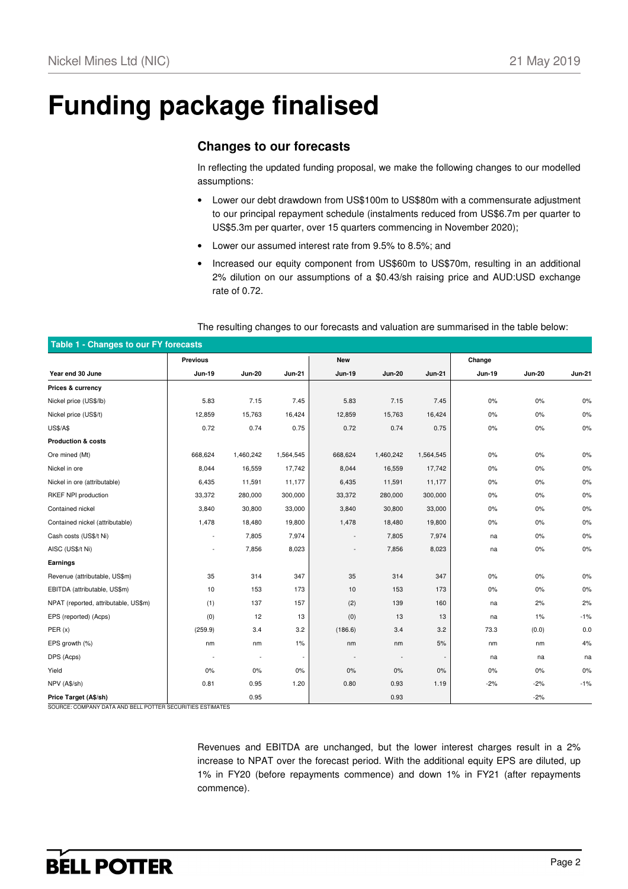# Funding package finalised

## Changes to our forecasts

In reflecting the updated funding proposal, we make the following changes to our modelled assumptions:

- Lower our debt drawdown from US$100m to US$80m with a commensurate adjustment to our principal repayment schedule (instalments reduced from US$6.7m per quarter to US$5.3m per quarter, over 15 quarters commencing in November 2020);
- Lower our assumed interest rate from 9.5% to 8.5%; and
- Increased our equity component from US$60m to US$70m, resulting in an additional 2% dilution on our assumptions of a $0.43/sh raising price and AUD:USD exchange rate of 0.72.

The resulting changes to our forecasts and valuation are summarised in the table below:

**Table 1 - Changes to our FY forecasts**

| | Previous | | | New | | | Change | | |
|---|---|---|---|---|---|---|---|---|---|
| **Year end 30 June** | **Jun-19** | **Jun-20** | **Jun-21** | **Jun-19** | **Jun-20** | **Jun-21** | **Jun-19** | **Jun-20** | **Jun-21** |
| **Prices & currency** | | | | | | | | | |
| Nickel price (US$/lb) | 5.83 | 7.15 | 7.45 | 5.83 | 7.15 | 7.45 | 0% | 0% | 0% |
| Nickel price (US$/t) | 12,859 | 15,763 | 16,424 | 12,859 | 15,763 | 16,424 | 0% | 0% | 0% |
| US$/A$ | 0.72 | 0.74 | 0.75 | 0.72 | 0.74 | 0.75 | 0% | 0% | 0% |
| **Production & costs** | | | | | | | | | |
| Ore mined (Mt) | 668,624 | 1,460,242 | 1,564,545 | 668,624 | 1,460,242 | 1,564,545 | 0% | 0% | 0% |
| Nickel in ore | 8,044 | 16,559 | 17,742 | 8,044 | 16,559 | 17,742 | 0% | 0% | 0% |
| Nickel in ore (attributable) | 6,435 | 11,591 | 11,177 | 6,435 | 11,591 | 11,177 | 0% | 0% | 0% |
| RKEF NPI production | 33,372 | 280,000 | 300,000 | 33,372 | 280,000 | 300,000 | 0% | 0% | 0% |
| Contained nickel | 3,840 | 30,800 | 33,000 | 3,840 | 30,800 | 33,000 | 0% | 0% | 0% |
| Contained nickel (attributable) | 1,478 | 18,480 | 19,800 | 1,478 | 18,480 | 19,800 | 0% | 0% | 0% |
| Cash costs (US$/t Ni) | - | 7,805 | 7,974 | - | 7,805 | 7,974 | na | 0% | 0% |
| AISC (US$/t Ni) | - | 7,856 | 8,023 | - | 7,856 | 8,023 | na | 0% | 0% |
| **Earnings** | | | | | | | | | |
| Revenue (attributable, US$m) | 35 | 314 | 347 | 35 | 314 | 347 | 0% | 0% | 0% |
| EBITDA (attributable, US$m) | 10 | 153 | 173 | 10 | 153 | 173 | 0% | 0% | 0% |
| NPAT (reported, attributable, US$m) | (1) | 137 | 157 | (2) | 139 | 160 | na | 2% | 2% |
| EPS (reported) (Acps) | (0) | 12 | 13 | (0) | 13 | 13 | na | 1% | -1% |
| PER (x) | (259.9) | 3.4 | 3.2 | (186.6) | 3.4 | 3.2 | 73.3 | (0.0) | 0.0 |
| EPS growth (%) | nm | nm | 1% | nm | nm | 5% | nm | nm | 4% |
| DPS (Acps) | - | - | - | - | - | - | na | na | na |
| Yield | 0% | 0% | 0% | 0% | 0% | 0% | 0% | 0% | 0% |
| NPV (A$/sh) | 0.81 | 0.95 | 1.20 | 0.80 | 0.93 | 1.19 | -2% | -2% | -1% |
| **Price Target (A$/sh)** | | 0.95 | | | 0.93 | | | -2% | |

SOURCE: COMPANY DATA AND BELL POTTER SECURITIES ESTIMATES

Revenues and EBITDA are unchanged, but the lower interest charges result in a 2% increase to NPAT over the forecast period. With the additional equity EPS are diluted, up 1% in FY20 (before repayments commence) and down 1% in FY21 (after repayments commence).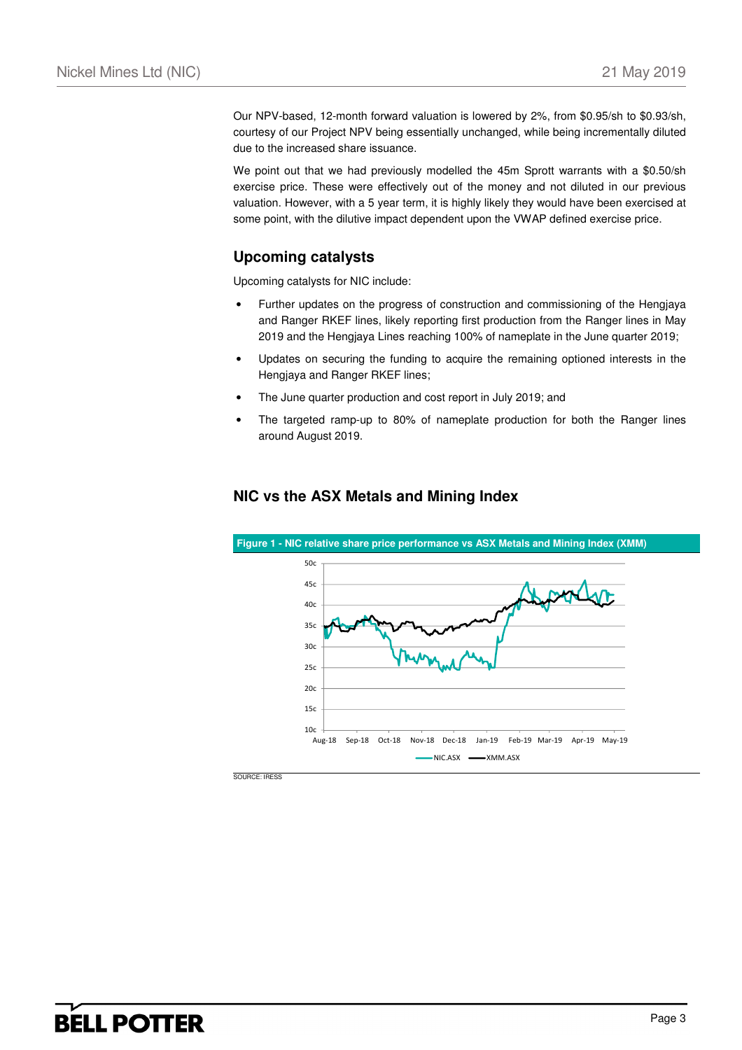Our NPV-based, 12-month forward valuation is lowered by 2%, from $0.95/sh to $0.93/sh, courtesy of our Project NPV being essentially unchanged, while being incrementally diluted due to the increased share issuance.

We point out that we had previously modelled the 45m Sprott warrants with a $0.50/sh exercise price. These were effectively out of the money and not diluted in our previous valuation. However, with a 5 year term, it is highly likely they would have been exercised at some point, with the dilutive impact dependent upon the VWAP defined exercise price.

## Upcoming catalysts

Upcoming catalysts for NIC include:

- Further updates on the progress of construction and commissioning of the Hengjaya and Ranger RKEF lines, likely reporting first production from the Ranger lines in May 2019 and the Hengjaya Lines reaching 100% of nameplate in the June quarter 2019;
- Updates on securing the funding to acquire the remaining optioned interests in the Hengjaya and Ranger RKEF lines;
- The June quarter production and cost report in July 2019; and
- The targeted ramp-up to 80% of nameplate production for both the Ranger lines around August 2019.

## NIC vs the ASX Metals and Mining Index

**Figure 1 - NIC relative share price performance vs ASX Metals and Mining Index (XMM)**

SOURCE: IRESS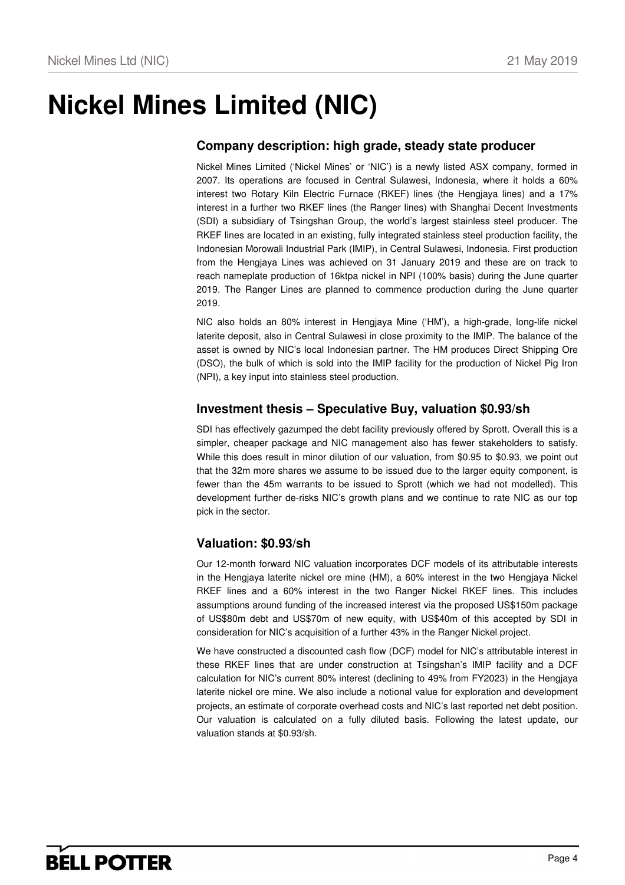# Nickel Mines Limited (NIC)

## Company description: high grade, steady state producer

Nickel Mines Limited ('Nickel Mines' or 'NIC') is a newly listed ASX company, formed in 2007. Its operations are focused in Central Sulawesi, Indonesia, where it holds a 60% interest two Rotary Kiln Electric Furnace (RKEF) lines (the Hengjaya lines) and a 17% interest in a further two RKEF lines (the Ranger lines) with Shanghai Decent Investments (SDI) a subsidiary of Tsingshan Group, the world's largest stainless steel producer. The RKEF lines are located in an existing, fully integrated stainless steel production facility, the Indonesian Morowali Industrial Park (IMIP), in Central Sulawesi, Indonesia. First production from the Hengjaya Lines was achieved on 31 January 2019 and these are on track to reach nameplate production of 16ktpa nickel in NPI (100% basis) during the June quarter 2019. The Ranger Lines are planned to commence production during the June quarter 2019.

NIC also holds an 80% interest in Hengjaya Mine ('HM'), a high-grade, long-life nickel laterite deposit, also in Central Sulawesi in close proximity to the IMIP. The balance of the asset is owned by NIC's local Indonesian partner. The HM produces Direct Shipping Ore (DSO), the bulk of which is sold into the IMIP facility for the production of Nickel Pig Iron (NPI), a key input into stainless steel production.

## Investment thesis – Speculative Buy, valuation $0.93/sh

SDI has effectively gazumped the debt facility previously offered by Sprott. Overall this is a simpler, cheaper package and NIC management also has fewer stakeholders to satisfy. While this does result in minor dilution of our valuation, from $0.95 to $0.93, we point out that the 32m more shares we assume to be issued due to the larger equity component, is fewer than the 45m warrants to be issued to Sprott (which we had not modelled). This development further de-risks NIC's growth plans and we continue to rate NIC as our top pick in the sector.

## Valuation: $0.93/sh

Our 12-month forward NIC valuation incorporates DCF models of its attributable interests in the Hengjaya laterite nickel ore mine (HM), a 60% interest in the two Hengjaya Nickel RKEF lines and a 60% interest in the two Ranger Nickel RKEF lines. This includes assumptions around funding of the increased interest via the proposed US$150m package of US$80m debt and US$70m of new equity, with US$40m of this accepted by SDI in consideration for NIC's acquisition of a further 43% in the Ranger Nickel project.

We have constructed a discounted cash flow (DCF) model for NIC's attributable interest in these RKEF lines that are under construction at Tsingshan's IMIP facility and a DCF calculation for NIC's current 80% interest (declining to 49% from FY2023) in the Hengjaya laterite nickel ore mine. We also include a notional value for exploration and development projects, an estimate of corporate overhead costs and NIC's last reported net debt position. Our valuation is calculated on a fully diluted basis. Following the latest update, our valuation stands at $0.93/sh.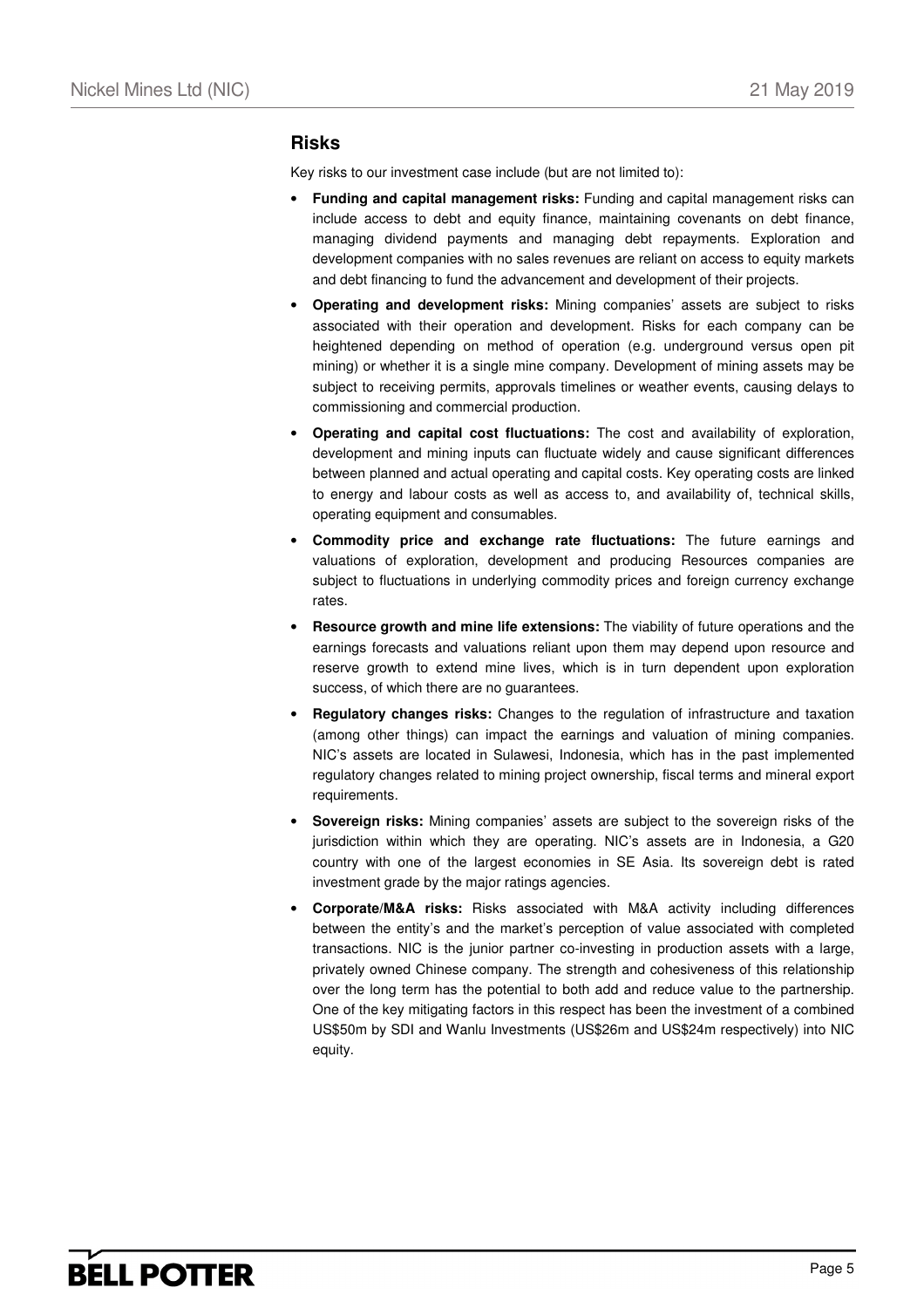## Risks

Key risks to our investment case include (but are not limited to):

- **Funding and capital management risks:** Funding and capital management risks can include access to debt and equity finance, maintaining covenants on debt finance, managing dividend payments and managing debt repayments. Exploration and development companies with no sales revenues are reliant on access to equity markets and debt financing to fund the advancement and development of their projects.
- **Operating and development risks:** Mining companies' assets are subject to risks associated with their operation and development. Risks for each company can be heightened depending on method of operation (e.g. underground versus open pit mining) or whether it is a single mine company. Development of mining assets may be subject to receiving permits, approvals timelines or weather events, causing delays to commissioning and commercial production.
- **Operating and capital cost fluctuations:** The cost and availability of exploration, development and mining inputs can fluctuate widely and cause significant differences between planned and actual operating and capital costs. Key operating costs are linked to energy and labour costs as well as access to, and availability of, technical skills, operating equipment and consumables.
- **Commodity price and exchange rate fluctuations:** The future earnings and valuations of exploration, development and producing Resources companies are subject to fluctuations in underlying commodity prices and foreign currency exchange rates.
- **Resource growth and mine life extensions:** The viability of future operations and the earnings forecasts and valuations reliant upon them may depend upon resource and reserve growth to extend mine lives, which is in turn dependent upon exploration success, of which there are no guarantees.
- **Regulatory changes risks:** Changes to the regulation of infrastructure and taxation (among other things) can impact the earnings and valuation of mining companies. NIC's assets are located in Sulawesi, Indonesia, which has in the past implemented regulatory changes related to mining project ownership, fiscal terms and mineral export requirements.
- **Sovereign risks:** Mining companies' assets are subject to the sovereign risks of the jurisdiction within which they are operating. NIC's assets are in Indonesia, a G20 country with one of the largest economies in SE Asia. Its sovereign debt is rated investment grade by the major ratings agencies.
- **Corporate/M&A risks:** Risks associated with M&A activity including differences between the entity's and the market's perception of value associated with completed transactions. NIC is the junior partner co-investing in production assets with a large, privately owned Chinese company. The strength and cohesiveness of this relationship over the long term has the potential to both add and reduce value to the partnership. One of the key mitigating factors in this respect has been the investment of a combined US$50m by SDI and Wanlu Investments (US$26m and US$24m respectively) into NIC equity.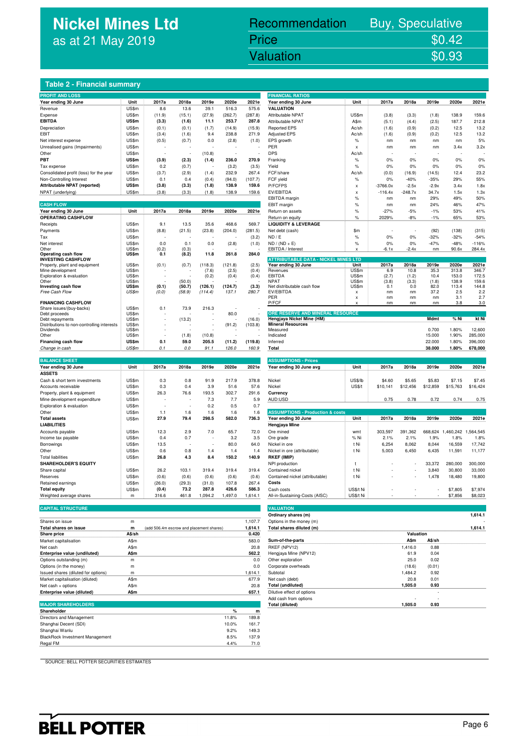# Nickel Mines Ltd
as at 21 May 2019

| Recommendation | Buy, Speculative |
|---|---|
| Price | $0.42 |
| Valuation | $0.93 |

## Table 2 - Financial summary

**PROFIT AND LOSS**

| Year ending 30 June | Unit | 2017a | 2018a | 2019e | 2020e | 2021e |
|---|---|---|---|---|---|---|
| Revenue | US$m | 8.6 | 13.6 | 39.1 | 516.3 | 575.6 |
| Expense | US$m | (11.9) | (15.1) | (27.9) | (262.7) | (287.8) |
| **EBITDA** | **US$m** | **(3.3)** | **(1.6)** | **11.1** | **253.7** | **287.8** |
| Depreciation | US$m | (0.1) | (0.1) | (1.7) | (14.9) | (15.9) |
| EBIT | US$m | (3.4) | (1.6) | 9.4 | 238.8 | 271.9 |
| Net interest expense | US$m | (0.5) | (0.7) | 0.0 | (2.8) | (1.0) |
| Unrealised gains (Impairments) | US$m | - | - | - | - | - |
| Other | US$m | - | - | (10.8) | - | - |
| **PBT** | **US$m** | **(3.9)** | **(2.3)** | **(1.4)** | **236.0** | **270.9** |
| Tax expense | US$m | 0.2 | (0.7) | - | (3.2) | (3.5) |
| Consolidated profit (loss) for the year | US$m | (3.7) | (2.9) | (1.4) | 232.9 | 267.4 |
| Non-Controlling Interest | US$m | 0.1 | 0.4 | (0.4) | (94.0) | (107.7) |
| **Attributable NPAT (reported)** | **US$m** | **(3.8)** | **(3.3)** | **(1.8)** | **138.9** | **159.6** |
| NPAT (underlying) | US$m | (3.8) | (3.3) | (1.8) | 138.9 | 159.6 |

**CASH FLOW**

| Year ending 30 June | Unit | 2017a | 2018a | 2019e | 2020e | 2021e |
|---|---|---|---|---|---|---|
| **OPERATING CASHFLOW** | | | | | | |
| Receipts | US$m | 9.1 | 13.5 | 35.6 | 468.6 | 569.7 |
| Payments | US$m | (8.8) | (21.5) | (23.8) | (204.0) | (281.5) |
| Tax | US$m | - | - | - | - | (3.2) |
| Net interest | US$m | 0.0 | 0.1 | 0.0 | (2.8) | (1.0) |
| Other | US$m | (0.2) | (0.3) | - | - | - |
| **Operating cash flow** | **US$m** | **0.1** | **(8.2)** | **11.8** | **261.8** | **284.0** |
| **INVESTING CASHFLOW** | | | | | | |
| Property, plant and equipment | US$m | (0.1) | (0.7) | (118.3) | (121.8) | (2.5) |
| Mine development | US$m | - | - | (7.6) | (2.5) | (0.4) |
| Exploration & evaluation | US$m | - | - | (0.2) | (0.4) | (0.4) |
| Other | US$m | - | (50.0) | - | - | - |
| **Investing cash flow** | **US$m** | **(0.1)** | **(50.7)** | **(126.1)** | **(124.7)** | **(3.3)** |
| *Free Cash Flow* | *US$m* | *(0.0)* | *(58.9)* | *(114.4)* | *137.1* | *280.7* |
| **FINANCING CASHFLOW** | | | | | | |
| Share issues/(buy-backs) | US$m | 0.1 | 73.9 | 216.3 | - | - |
| Debt proceeds | US$m | - | - | - | 80.0 | - |
| Debt repayments | US$m | - | (13.2) | - | - | (16.0) |
| Distributions to non-controlling interests | US$m | - | - | - | (91.2) | (103.8) |
| Dividends | US$m | - | - | - | - | - |
| Other | US$m | - | (1.8) | (10.8) | - | - |
| **Financing cash flow** | **US$m** | **0.1** | **59.0** | **205.5** | **(11.2)** | **(119.8)** |
| *Change in cash* | *US$m* | *0.1* | *0.0* | *91.1* | *126.0* | *160.9* |

**BALANCE SHEET**

| Year ending 30 June | Unit | 2017a | 2018a | 2019e | 2020e | 2021e |
|---|---|---|---|---|---|---|
| **ASSETS** | | | | | | |
| Cash & short term investments | US$m | 0.3 | 0.8 | 91.9 | 217.9 | 378.8 |
| Accounts receivable | US$m | 0.3 | 0.4 | 3.9 | 51.6 | 57.6 |
| Property, plant & equipment | US$m | 26.3 | 76.6 | 193.5 | 302.7 | 291.6 |
| Mine development expenditure | US$m | - | - | 7.3 | 7.7 | 5.9 |
| Exploration & evaluation | US$m | - | - | 0.2 | 0.5 | 0.7 |
| Other | US$m | 1.1 | 1.6 | 1.6 | 1.6 | 1.6 |
| **Total assets** | **US$m** | **27.9** | **79.4** | **298.5** | **582.0** | **736.3** |
| **LIABILITIES** | | | | | | |
| Accounts payable | US$m | 12.3 | 2.9 | 7.0 | 65.7 | 72.0 |
| Income tax payable | US$m | 0.4 | 0.7 | - | 3.2 | 3.5 |
| Borrowings | US$m | 13.5 | - | - | 80.0 | 64.0 |
| Other | US$m | 0.6 | 0.8 | 1.4 | 1.4 | 1.4 |
| Total liabilities | US$m | 26.8 | 4.3 | 8.4 | 150.2 | 140.9 |
| **SHAREHOLDER'S EQUITY** | | | | | | |
| Share capital | US$m | 26.2 | 103.1 | 319.4 | 319.4 | 319.4 |
| Reserves | US$m | (0.6) | (0.6) | (0.6) | (0.6) | (0.6) |
| Retained earnings | US$m | (26.0) | (29.3) | (31.0) | 107.8 | 267.4 |
| **Total equity** | **US$m** | **(0.4)** | **73.2** | **287.8** | **426.6** | **586.3** |
| Weighted average shares | m | 316.6 | 461.8 | 1,094.2 | 1,497.0 | 1,614.1 |

**CAPITAL STRUCTURE**

| | Unit | | Value |
|---|---|---|---|
| Shares on issue | m | | 1,107.7 |
| **Total shares on issue** | **m** | (add 506.4m escrow and placement shares) | **1,614.1** |
| **Share price** | **A$/sh** | | **0.420** |
| Market capitalisation | A$m | | 583.0 |
| Net cash | A$m | | 20.8 |
| **Enterprise value (undiluted)** | **A$m** | | **562.2** |
| Options outstanding (m) | m | | 0.0 |
| Options (in the money) | m | | 0.0 |
| Issued shares (diluted for options) | m | | 1,614.1 |
| Market capitalisation (diluted) | A$m | | 677.9 |
| Net cash + options | A$m | | 20.8 |
| **Enterprise value (diluted)** | **A$m** | | **657.1** |

**MAJOR SHAREHOLDERS**

| Shareholder | % | m |
|---|---|---|
| Directors and Management | 11.8% | 189.8 |
| Shanghai Decent (SDI) | 10.0% | 161.7 |
| Shanghai Wanlu | 9.2% | 149.3 |
| BlackRock Investment Management | 8.5% | 137.9 |
| Regal FM | 4.4% | 71.0 |

**FINANCIAL RATIOS**

| Year ending 30 June | Unit | 2017a | 2018a | 2019e | 2020e | 2021e |
|---|---|---|---|---|---|---|
| **VALUATION** | | | | | | |
| Attributable NPAT | US$m | (3.8) | (3.3) | (1.8) | 138.9 | 159.6 |
| Attributable NPAT | A$m | (5.1) | (4.4) | (2.5) | 187.7 | 212.8 |
| Reported EPS | Ac/sh | (1.6) | (0.9) | (0.2) | 12.5 | 13.2 |
| Adjusted EPS | Ac/sh | (1.6) | (0.9) | (0.2) | 12.5 | 13.2 |
| EPS growth | % | nm | nm | nm | nm | 5% |
| PER | x | nm | nm | nm | 3.4x | 3.2x |
| DPS | Ac/sh | - | - | - | - | - |
| Franking | % | 0% | 0% | 0% | 0% | 0% |
| Yield | % | 0% | 0% | 0% | 0% | 0% |
| FCF/share | Ac/sh | (0.0) | (16.9) | (14.5) | 12.4 | 23.2 |
| FCF yield | % | 0% | -40% | -35% | 29% | 55% |
| P/FCFPS | x | -3766.0x | -2.5x | -2.9x | 3.4x | 1.8x |
| EV/EBITDA | x | -116.4x | -248.7x | 34.7x | 1.5x | 1.3x |
| EBITDA margin | % | nm | nm | 29% | 49% | 50% |
| EBIT margin | % | nm | nm | 24% | 46% | 47% |
| Return on assets | % | -27% | -5% | -1% | 53% | 41% |
| Return on equity | % | 2029% | -8% | -1% | 65% | 53% |
| **LIQUIDITY & LEVERAGE** | | | | | | |
| Net debt (cash) | $m | - | - | (92) | (138) | (315) |
| ND / E | % | 0% | 0% | -32% | -32% | -54% |
| ND / (ND + E) | % | 0% | 0% | -47% | -48% | -116% |
| EBITDA / Interest | x | -6.1x | -2.4x | nm | 90.6x | 284.4x |

**ATTRIBUTABLE DATA - NICKEL MINES LTD**

| Year ending 30 June | Unit | 2017a | 2018a | 2019e | 2020e | 2021e |
|---|---|---|---|---|---|---|
| Revenues | US$m | 6.9 | 10.8 | 35.3 | 313.8 | 346.7 |
| EBITDA | US$m | (2.7) | (1.2) | 10.4 | 153.0 | 172.5 |
| NPAT | US$m | (3.8) | (3.3) | (1.8) | 138.9 | 159.6 |
| Net distributable cash flow | US$m | 0.1 | 0.0 | 82.0 | 113.4 | 144.8 |
| EV/EBITDA | x | nm | nm | 37.2 | 2.5 | 2.2 |
| PER | x | nm | nm | nm | 3.1 | 2.7 |
| P/FCF | x | nm | nm | nm | 3.8 | 3.0 |

**ORE RESERVE AND MINERAL RESOURCE**

| Hengjaya Nickel Mine (HM) | Mdmt | % Ni | kt Ni |
|---|---|---|---|
| **Mineral Resources** | | | |
| Measured | 0.700 | 1.80% | 12,600 |
| Indicated | 15.000 | 1.90% | 285,000 |
| Inferred | 22.000 | 1.80% | 396,000 |
| **Total** | **38.000** | **1.80%** | **678,000** |

**ASSUMPTIONS - Prices**

| Year ending 30 June avg | Unit | 2017a | 2018a | 2019e | 2020e | 2021e |
|---|---|---|---|---|---|---|
| Nickel | US$/lb | $4.60 | $5.65 | $5.83 | $7.15 | $7.45 |
| Nickel | US$/t | $10,141 | $12,456 | $12,859 | $15,763 | $16,424 |
| **Currency** | | | | | | |
| AUD:USD | | 0.75 | 0.78 | 0.72 | 0.74 | 0.75 |

**ASSUMPTIONS - Production & costs**

| Year ending 30 June | Unit | 2017a | 2018a | 2019e | 2020e | 2021e |
|---|---|---|---|---|---|---|
| **Hengjaya Mine** | | | | | | |
| Ore mined | wmt | 303,597 | 391,362 | 668,624 | 1,460,242 | 1,564,545 |
| Ore grade | % Ni | 2.1% | 2.1% | 1.9% | 1.8% | 1.8% |
| Nickel in ore | t Ni | 6,254 | 8,062 | 8,044 | 16,559 | 17,742 |
| Nickel in ore (attributable) | t Ni | 5,003 | 6,450 | 6,435 | 11,591 | 11,177 |
| **RKEF (IMIP)** | | | | | | |
| NPI production | t | - | - | 33,372 | 280,000 | 300,000 |
| Contained nickel | t Ni | - | - | 3,840 | 30,800 | 33,000 |
| Contained nickel (attributable) | t Ni | - | - | 1,478 | 18,480 | 19,800 |
| **Costs** | | | | | | |
| Cash costs | US$/t Ni | - | - | - | $7,805 | $7,974 |
| All-in-Sustaining-Costs (AISC) | US$/t Ni | - | - | - | $7,856 | $8,023 |

**VALUATION**

| | A$m | A$/sh |
|---|---|---|
| Ordinary shares (m) | | 1,614.1 |
| Options in the money (m) | | - |
| **Total shares diluted (m)** | | **1,614.1** |
| | **Valuation** | |
| **Sum-of-the-parts** | **A$m** | **A$/sh** |
| RKEF (NPV12) | 1,416.0 | 0.88 |
| Hengjaya Mine (NPV12) | 61.9 | 0.04 |
| Other exploration | 25.0 | 0.02 |
| Corporate overheads | (18.6) | (0.01) |
| Subtotal | 1,484.2 | 0.92 |
| Net cash (debt) | 20.8 | 0.01 |
| **Total (undiluted)** | **1,505.0** | **0.93** |
| Dilutive effect of options | | - |
| Add cash from options | - | - |
| **Total (diluted)** | **1,505.0** | **0.93** |

SOURCE: BELL POTTER SECURITIES ESTIMATES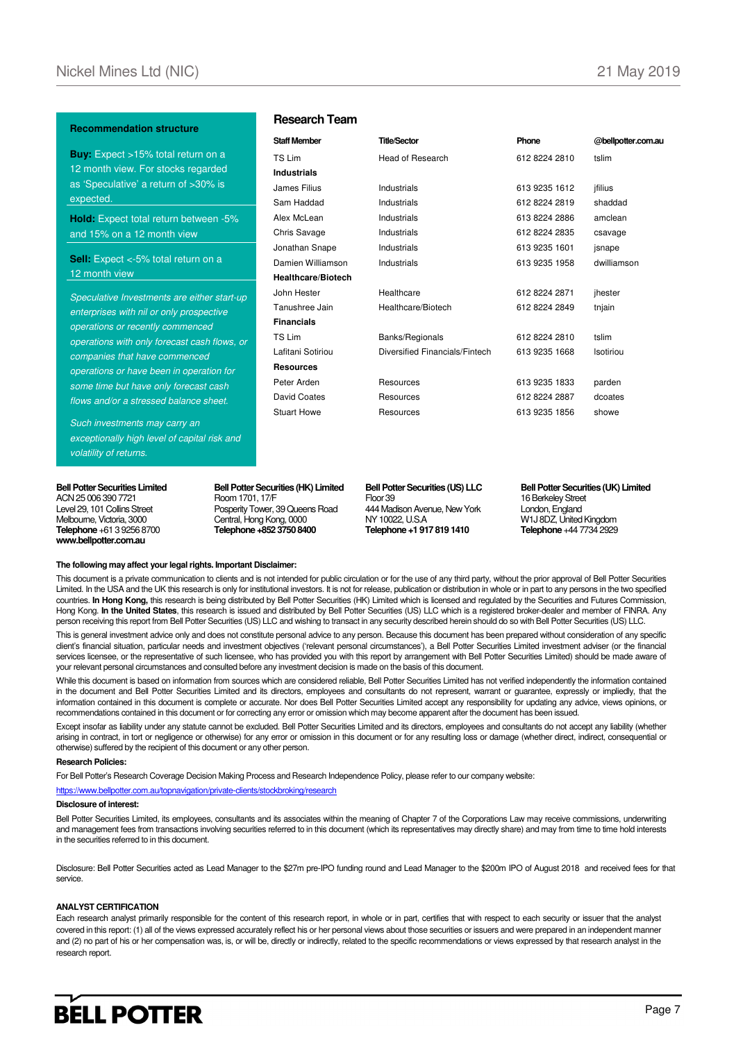### Recommendation structure

**Buy:** Expect >15% total return on a 12 month view. For stocks regarded as 'Speculative' a return of >30% is expected.

**Hold:** Expect total return between -5% and 15% on a 12 month view

**Sell:** Expect <-5% total return on a 12 month view

*Speculative Investments are either start-up enterprises with nil or only prospective operations or recently commenced operations with only forecast cash flows, or companies that have commenced operations or have been in operation for some time but have only forecast cash flows and/or a stressed balance sheet.*

*Such investments may carry an exceptionally high level of capital risk and volatility of returns.*

## Research Team

| Staff Member | Title/Sector | Phone | @bellpotter.com.au |
|---|---|---|---|
| TS Lim | Head of Research | 612 8224 2810 | tslim |
| **Industrials** | | | |
| James Filius | Industrials | 613 9235 1612 | jfilius |
| Sam Haddad | Industrials | 612 8224 2819 | shaddad |
| Alex McLean | Industrials | 612 8224 2886 | amclean |
| Chris Savage | Industrials | 612 8224 2835 | csavage |
| Jonathan Snape | Industrials | 613 9235 1601 | jsnape |
| Damien Williamson | Industrials | 613 9235 1958 | dwilliamson |
| **Healthcare/Biotech** | | | |
| John Hester | Healthcare | 612 8224 2871 | jhester |
| Tanushree Jain | Healthcare/Biotech | 612 8224 2849 | tnjain |
| **Financials** | | | |
| TS Lim | Banks/Regionals | 612 8224 2810 | tslim |
| Lafitani Sotiriou | Diversified Financials/Fintech | 613 9235 1668 | lsotiriou |
| **Resources** | | | |
| Peter Arden | Resources | 613 9235 1833 | parden |
| David Coates | Resources | 612 8224 2887 | dcoates |
| Stuart Howe | Resources | 613 9235 1856 | showe |

**Bell Potter Securities Limited**
ACN 25 006 390 7721
Level 29, 101 Collins Street
Melbourne, Victoria, 3000
**Telephone** +61 3 9256 8700
**www.bellpotter.com.au**

**Bell Potter Securities (HK) Limited**
Room 1701, 17/F
Posperity Tower, 39 Queens Road
Central, Hong Kong, 0000
**Telephone +852 3750 8400**

**Bell Potter Securities (US) LLC**
Floor 39
444 Madison Avenue, New York
NY 10022, U.S.A
**Telephone +1 917 819 1410**

**Bell Potter Securities (UK) Limited**
16 Berkeley Street
London, England
W1J 8DZ, United Kingdom
**Telephone** +44 7734 2929

**The following may affect your legal rights. Important Disclaimer:**

This document is a private communication to clients and is not intended for public circulation or for the use of any third party, without the prior approval of Bell Potter Securities Limited. In the USA and the UK this research is only for institutional investors. It is not for release, publication or distribution in whole or in part to any persons in the two specified countries. **In Hong Kong,** this research is being distributed by Bell Potter Securities (HK) Limited which is licensed and regulated by the Securities and Futures Commission, Hong Kong. **In the United States**, this research is issued and distributed by Bell Potter Securities (US) LLC which is a registered broker-dealer and member of FINRA. Any person receiving this report from Bell Potter Securities (US) LLC and wishing to transact in any security described herein should do so with Bell Potter Securities (US) LLC.

This is general investment advice only and does not constitute personal advice to any person. Because this document has been prepared without consideration of any specific client's financial situation, particular needs and investment objectives ('relevant personal circumstances'), a Bell Potter Securities Limited investment adviser (or the financial services licensee, or the representative of such licensee, who has provided you with this report by arrangement with Bell Potter Securities Limited) should be made aware of your relevant personal circumstances and consulted before any investment decision is made on the basis of this document.

While this document is based on information from sources which are considered reliable, Bell Potter Securities Limited has not verified independently the information contained in the document and Bell Potter Securities Limited and its directors, employees and consultants do not represent, warrant or guarantee, expressly or impliedly, that the information contained in this document is complete or accurate. Nor does Bell Potter Securities Limited accept any responsibility for updating any advice, views opinions, or recommendations contained in this document or for correcting any error or omission which may become apparent after the document has been issued.

Except insofar as liability under any statute cannot be excluded. Bell Potter Securities Limited and its directors, employees and consultants do not accept any liability (whether arising in contract, in tort or negligence or otherwise) for any error or omission in this document or for any resulting loss or damage (whether direct, indirect, consequential or otherwise) suffered by the recipient of this document or any other person.

**Research Policies:**

For Bell Potter's Research Coverage Decision Making Process and Research Independence Policy, please refer to our company website:

https://www.bellpotter.com.au/topnavigation/private-clients/stockbroking/research

**Disclosure of interest:**

Bell Potter Securities Limited, its employees, consultants and its associates within the meaning of Chapter 7 of the Corporations Law may receive commissions, underwriting and management fees from transactions involving securities referred to in this document (which its representatives may directly share) and may from time to time hold interests in the securities referred to in this document.

Disclosure: Bell Potter Securities acted as Lead Manager to the $27m pre-IPO funding round and Lead Manager to the $200m IPO of August 2018 and received fees for that service.

**ANALYST CERTIFICATION**

Each research analyst primarily responsible for the content of this research report, in whole or in part, certifies that with respect to each security or issuer that the analyst covered in this report: (1) all of the views expressed accurately reflect his or her personal views about those securities or issuers and were prepared in an independent manner and (2) no part of his or her compensation was, is, or will be, directly or indirectly, related to the specific recommendations or views expressed by that research analyst in the research report.